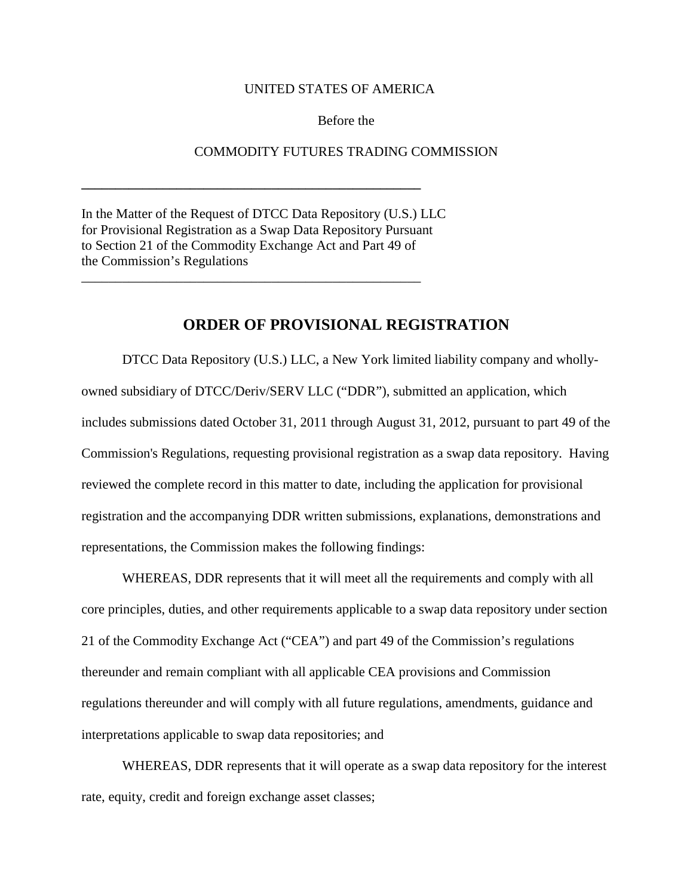UNITED STATES OF AMERICA

Before the

COMMODITY FUTURES TRADING COMMISSION

---

In the Matter of the Request of DTCC Data Repository (U.S.) LLC for Provisional Registration as a Swap Data Repository Pursuant to Section 21 of the Commodity Exchange Act and Part 49 of the Commission's Regulations

---

# ORDER OF PROVISIONAL REGISTRATION

DTCC Data Repository (U.S.) LLC, a New York limited liability company and wholly-owned subsidiary of DTCC/Deriv/SERV LLC ("DDR"), submitted an application, which includes submissions dated October 31, 2011 through August 31, 2012, pursuant to part 49 of the Commission's Regulations, requesting provisional registration as a swap data repository. Having reviewed the complete record in this matter to date, including the application for provisional registration and the accompanying DDR written submissions, explanations, demonstrations and representations, the Commission makes the following findings:

WHEREAS, DDR represents that it will meet all the requirements and comply with all core principles, duties, and other requirements applicable to a swap data repository under section 21 of the Commodity Exchange Act ("CEA") and part 49 of the Commission's regulations thereunder and remain compliant with all applicable CEA provisions and Commission regulations thereunder and will comply with all future regulations, amendments, guidance and interpretations applicable to swap data repositories; and

WHEREAS, DDR represents that it will operate as a swap data repository for the interest rate, equity, credit and foreign exchange asset classes;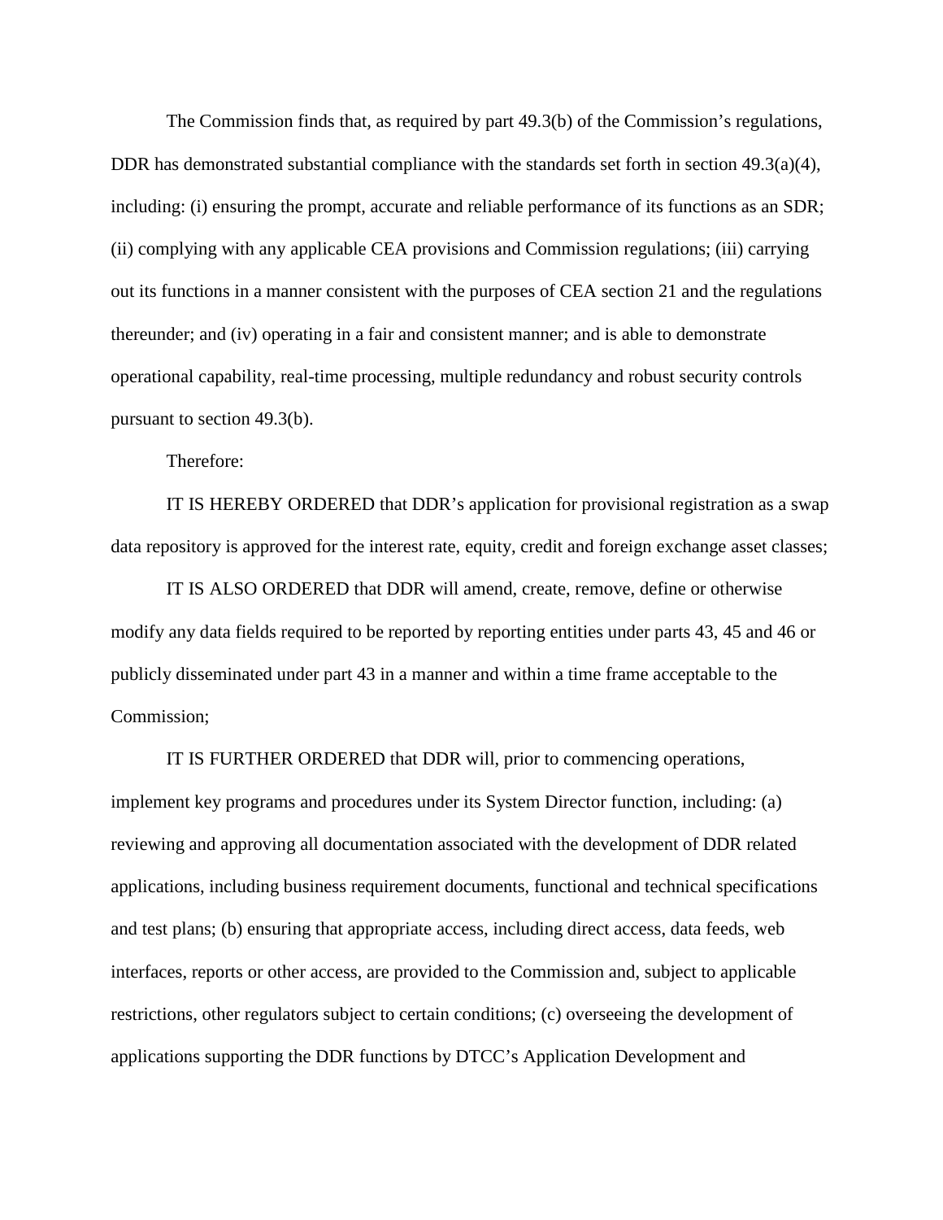The Commission finds that, as required by part 49.3(b) of the Commission's regulations, DDR has demonstrated substantial compliance with the standards set forth in section 49.3(a)(4), including: (i) ensuring the prompt, accurate and reliable performance of its functions as an SDR; (ii) complying with any applicable CEA provisions and Commission regulations; (iii) carrying out its functions in a manner consistent with the purposes of CEA section 21 and the regulations thereunder; and (iv) operating in a fair and consistent manner; and is able to demonstrate operational capability, real-time processing, multiple redundancy and robust security controls pursuant to section 49.3(b).

Therefore:

IT IS HEREBY ORDERED that DDR's application for provisional registration as a swap data repository is approved for the interest rate, equity, credit and foreign exchange asset classes;

IT IS ALSO ORDERED that DDR will amend, create, remove, define or otherwise modify any data fields required to be reported by reporting entities under parts 43, 45 and 46 or publicly disseminated under part 43 in a manner and within a time frame acceptable to the Commission;

IT IS FURTHER ORDERED that DDR will, prior to commencing operations, implement key programs and procedures under its System Director function, including: (a) reviewing and approving all documentation associated with the development of DDR related applications, including business requirement documents, functional and technical specifications and test plans; (b) ensuring that appropriate access, including direct access, data feeds, web interfaces, reports or other access, are provided to the Commission and, subject to applicable restrictions, other regulators subject to certain conditions; (c) overseeing the development of applications supporting the DDR functions by DTCC's Application Development and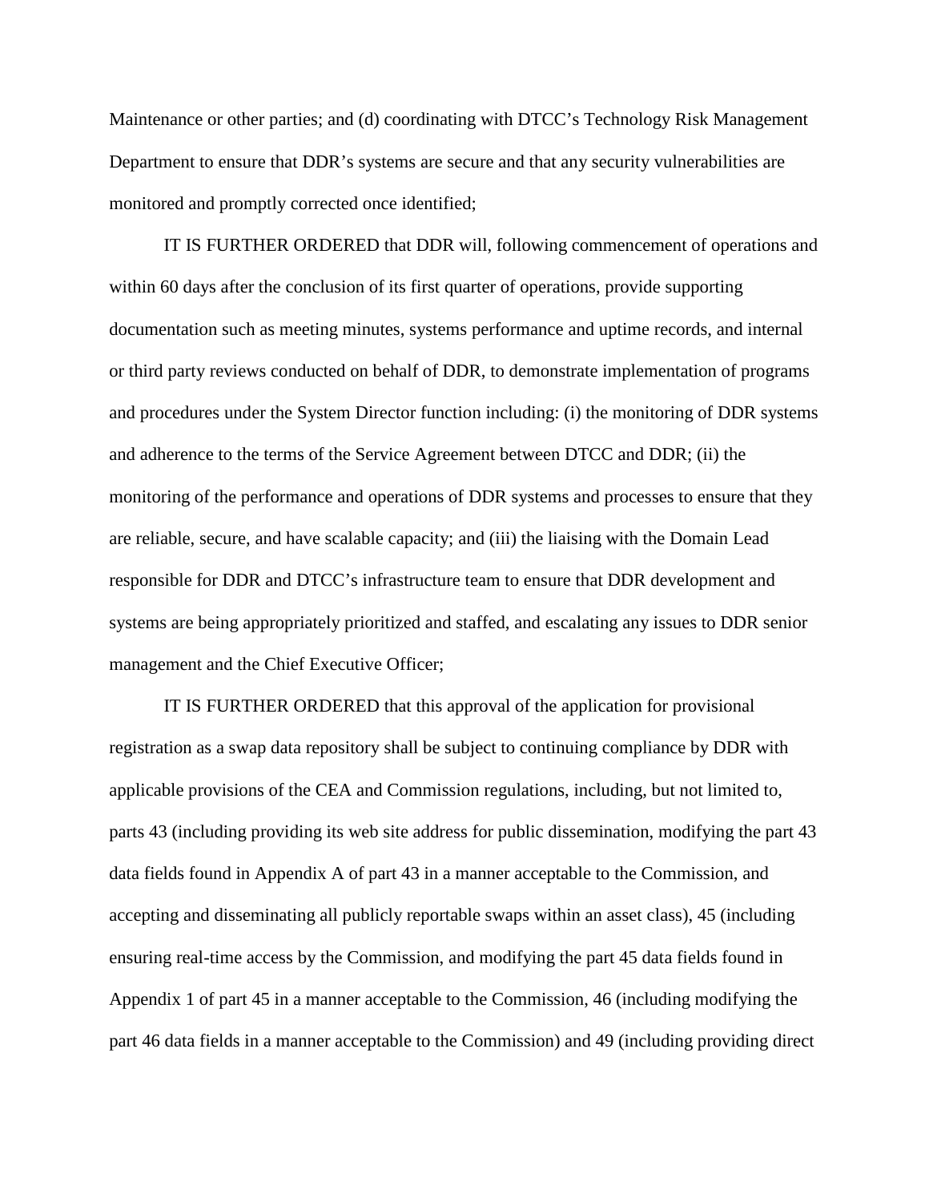Maintenance or other parties; and (d) coordinating with DTCC's Technology Risk Management Department to ensure that DDR's systems are secure and that any security vulnerabilities are monitored and promptly corrected once identified;

IT IS FURTHER ORDERED that DDR will, following commencement of operations and within 60 days after the conclusion of its first quarter of operations, provide supporting documentation such as meeting minutes, systems performance and uptime records, and internal or third party reviews conducted on behalf of DDR, to demonstrate implementation of programs and procedures under the System Director function including: (i) the monitoring of DDR systems and adherence to the terms of the Service Agreement between DTCC and DDR; (ii) the monitoring of the performance and operations of DDR systems and processes to ensure that they are reliable, secure, and have scalable capacity; and (iii) the liaising with the Domain Lead responsible for DDR and DTCC's infrastructure team to ensure that DDR development and systems are being appropriately prioritized and staffed, and escalating any issues to DDR senior management and the Chief Executive Officer;

IT IS FURTHER ORDERED that this approval of the application for provisional registration as a swap data repository shall be subject to continuing compliance by DDR with applicable provisions of the CEA and Commission regulations, including, but not limited to, parts 43 (including providing its web site address for public dissemination, modifying the part 43 data fields found in Appendix A of part 43 in a manner acceptable to the Commission, and accepting and disseminating all publicly reportable swaps within an asset class), 45 (including ensuring real-time access by the Commission, and modifying the part 45 data fields found in Appendix 1 of part 45 in a manner acceptable to the Commission, 46 (including modifying the part 46 data fields in a manner acceptable to the Commission) and 49 (including providing direct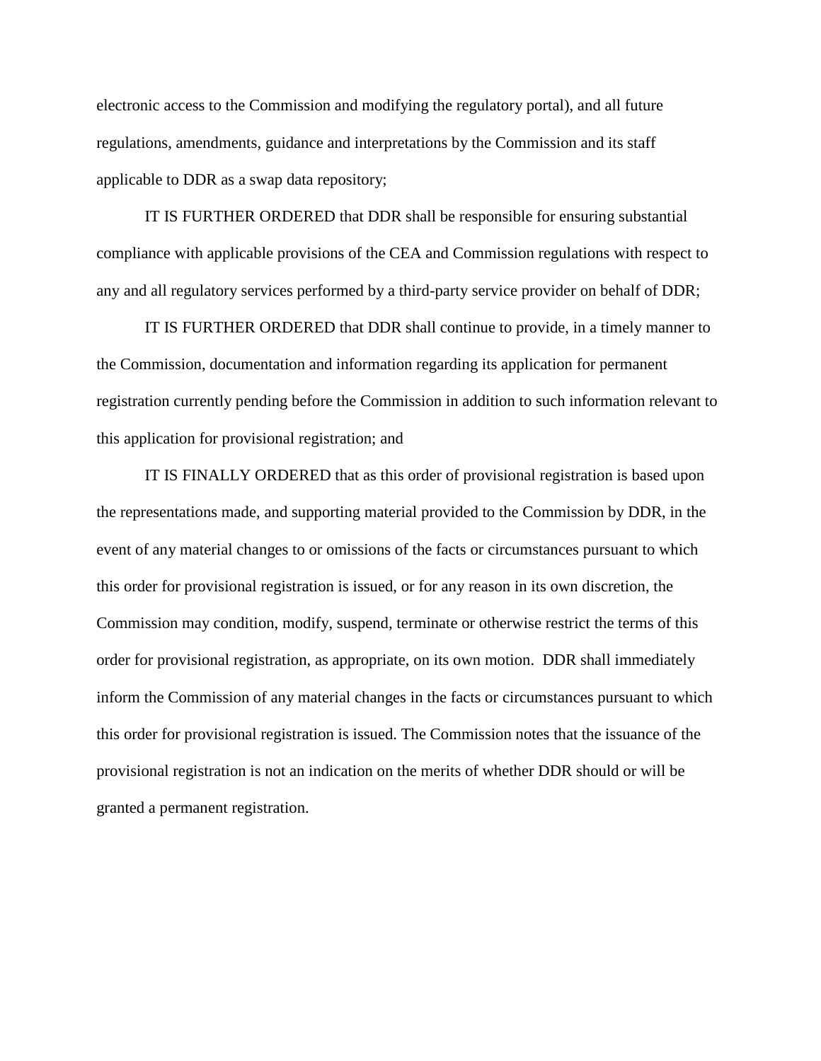electronic access to the Commission and modifying the regulatory portal), and all future regulations, amendments, guidance and interpretations by the Commission and its staff applicable to DDR as a swap data repository;

IT IS FURTHER ORDERED that DDR shall be responsible for ensuring substantial compliance with applicable provisions of the CEA and Commission regulations with respect to any and all regulatory services performed by a third-party service provider on behalf of DDR;

IT IS FURTHER ORDERED that DDR shall continue to provide, in a timely manner to the Commission, documentation and information regarding its application for permanent registration currently pending before the Commission in addition to such information relevant to this application for provisional registration; and

IT IS FINALLY ORDERED that as this order of provisional registration is based upon the representations made, and supporting material provided to the Commission by DDR, in the event of any material changes to or omissions of the facts or circumstances pursuant to which this order for provisional registration is issued, or for any reason in its own discretion, the Commission may condition, modify, suspend, terminate or otherwise restrict the terms of this order for provisional registration, as appropriate, on its own motion. DDR shall immediately inform the Commission of any material changes in the facts or circumstances pursuant to which this order for provisional registration is issued. The Commission notes that the issuance of the provisional registration is not an indication on the merits of whether DDR should or will be granted a permanent registration.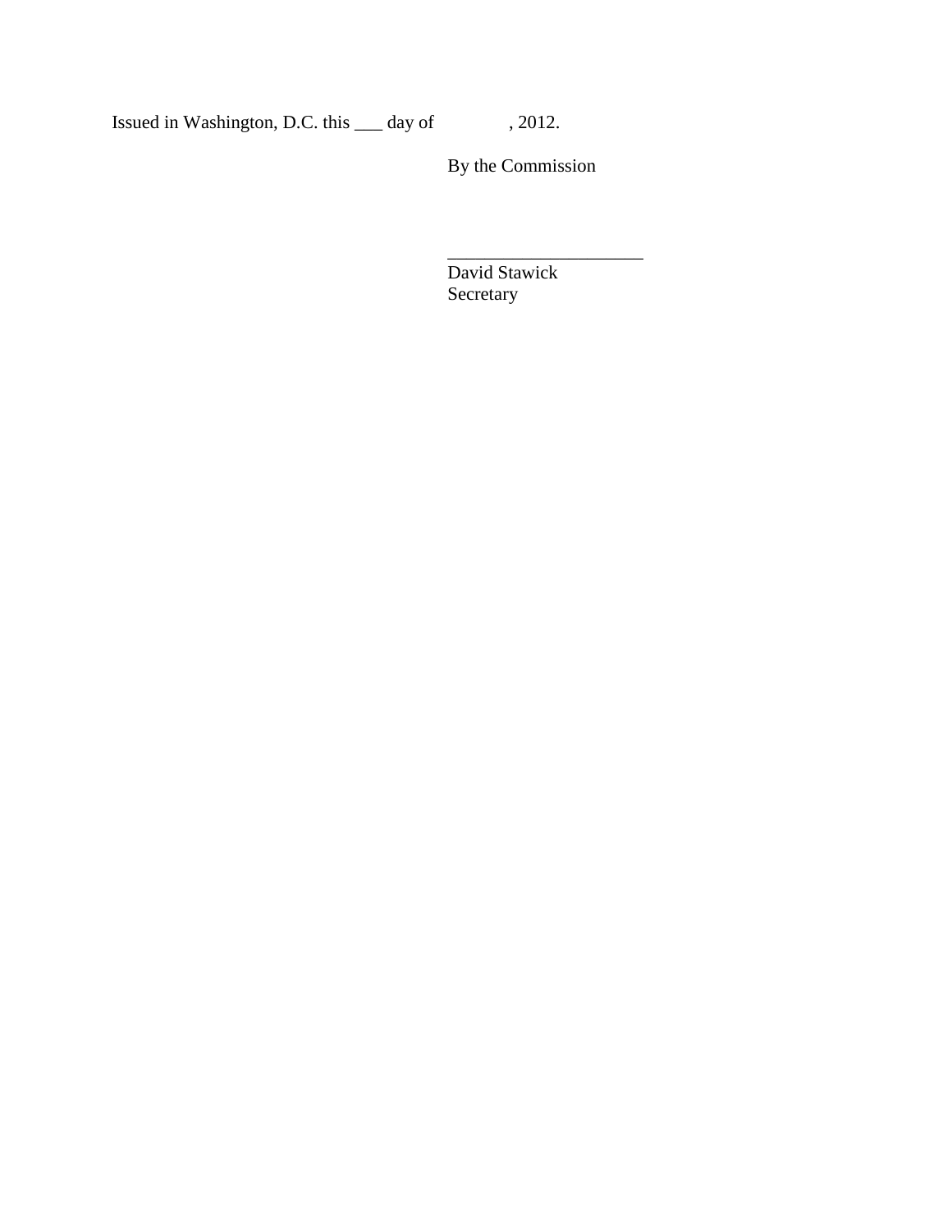Issued in Washington, D.C. this ___ day of , 2012.

By the Commission

_____________________

David Stawick

Secretary